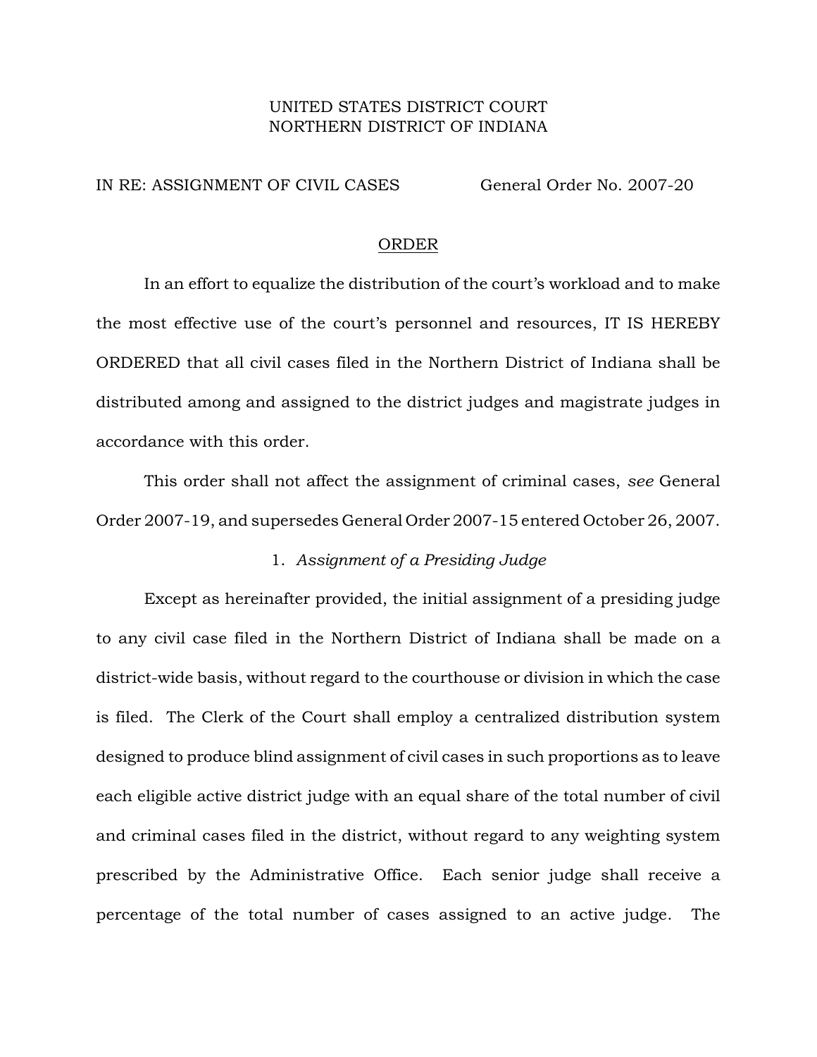UNITED STATES DISTRICT COURT
NORTHERN DISTRICT OF INDIANA

IN RE: ASSIGNMENT OF CIVIL CASES General Order No. 2007-20

ORDER

In an effort to equalize the distribution of the court's workload and to make the most effective use of the court's personnel and resources, IT IS HEREBY ORDERED that all civil cases filed in the Northern District of Indiana shall be distributed among and assigned to the district judges and magistrate judges in accordance with this order.

This order shall not affect the assignment of criminal cases, *see* General Order 2007-19, and supersedes General Order 2007-15 entered October 26, 2007.

1. *Assignment of a Presiding Judge*

Except as hereinafter provided, the initial assignment of a presiding judge to any civil case filed in the Northern District of Indiana shall be made on a district-wide basis, without regard to the courthouse or division in which the case is filed. The Clerk of the Court shall employ a centralized distribution system designed to produce blind assignment of civil cases in such proportions as to leave each eligible active district judge with an equal share of the total number of civil and criminal cases filed in the district, without regard to any weighting system prescribed by the Administrative Office. Each senior judge shall receive a percentage of the total number of cases assigned to an active judge. The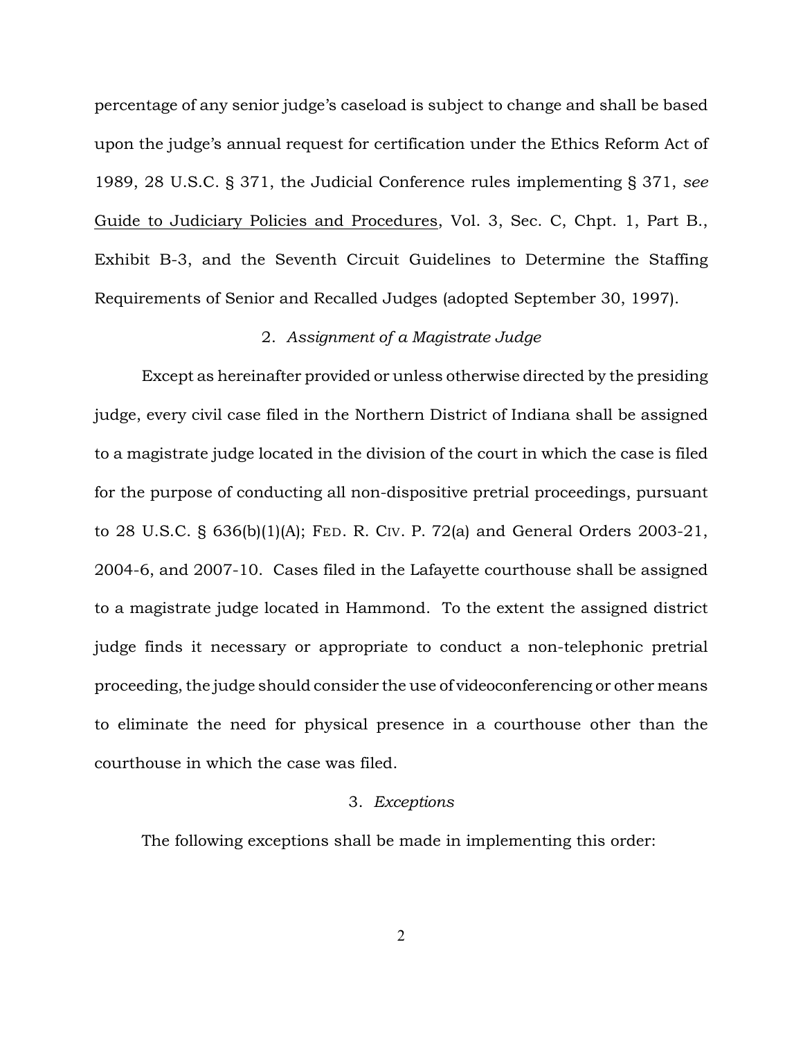percentage of any senior judge's caseload is subject to change and shall be based upon the judge's annual request for certification under the Ethics Reform Act of 1989, 28 U.S.C. § 371, the Judicial Conference rules implementing § 371, *see* Guide to Judiciary Policies and Procedures, Vol. 3, Sec. C, Chpt. 1, Part B., Exhibit B-3, and the Seventh Circuit Guidelines to Determine the Staffing Requirements of Senior and Recalled Judges (adopted September 30, 1997).

### 2. *Assignment of a Magistrate Judge*

Except as hereinafter provided or unless otherwise directed by the presiding judge, every civil case filed in the Northern District of Indiana shall be assigned to a magistrate judge located in the division of the court in which the case is filed for the purpose of conducting all non-dispositive pretrial proceedings, pursuant to 28 U.S.C. § 636(b)(1)(A); FED. R. CIV. P. 72(a) and General Orders 2003-21, 2004-6, and 2007-10. Cases filed in the Lafayette courthouse shall be assigned to a magistrate judge located in Hammond. To the extent the assigned district judge finds it necessary or appropriate to conduct a non-telephonic pretrial proceeding, the judge should consider the use of videoconferencing or other means to eliminate the need for physical presence in a courthouse other than the courthouse in which the case was filed.

### 3. *Exceptions*

The following exceptions shall be made in implementing this order: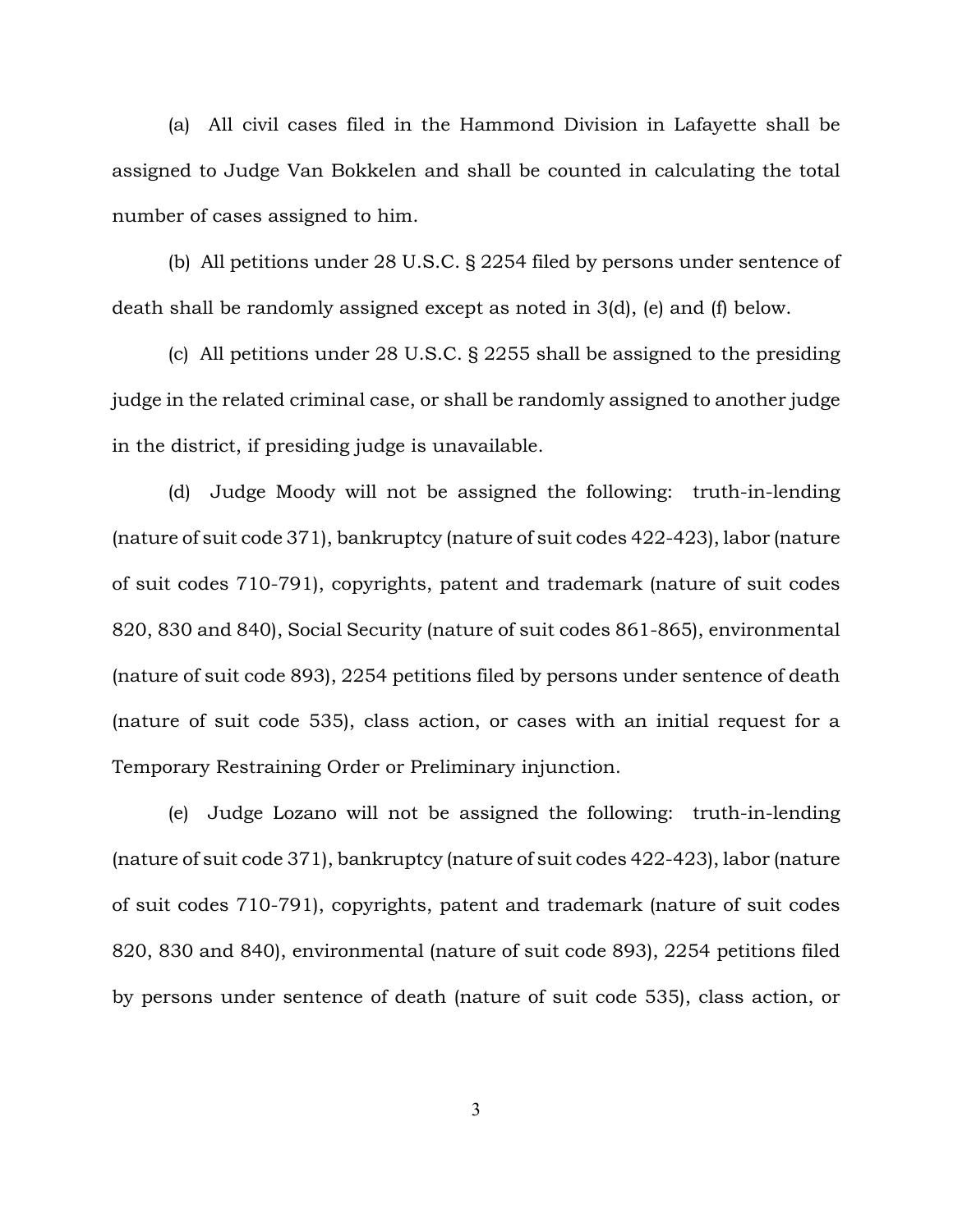(a) All civil cases filed in the Hammond Division in Lafayette shall be assigned to Judge Van Bokkelen and shall be counted in calculating the total number of cases assigned to him.

(b) All petitions under 28 U.S.C. § 2254 filed by persons under sentence of death shall be randomly assigned except as noted in 3(d), (e) and (f) below.

(c) All petitions under 28 U.S.C. § 2255 shall be assigned to the presiding judge in the related criminal case, or shall be randomly assigned to another judge in the district, if presiding judge is unavailable.

(d) Judge Moody will not be assigned the following: truth-in-lending (nature of suit code 371), bankruptcy (nature of suit codes 422-423), labor (nature of suit codes 710-791), copyrights, patent and trademark (nature of suit codes 820, 830 and 840), Social Security (nature of suit codes 861-865), environmental (nature of suit code 893), 2254 petitions filed by persons under sentence of death (nature of suit code 535), class action, or cases with an initial request for a Temporary Restraining Order or Preliminary injunction.

(e) Judge Lozano will not be assigned the following: truth-in-lending (nature of suit code 371), bankruptcy (nature of suit codes 422-423), labor (nature of suit codes 710-791), copyrights, patent and trademark (nature of suit codes 820, 830 and 840), environmental (nature of suit code 893), 2254 petitions filed by persons under sentence of death (nature of suit code 535), class action, or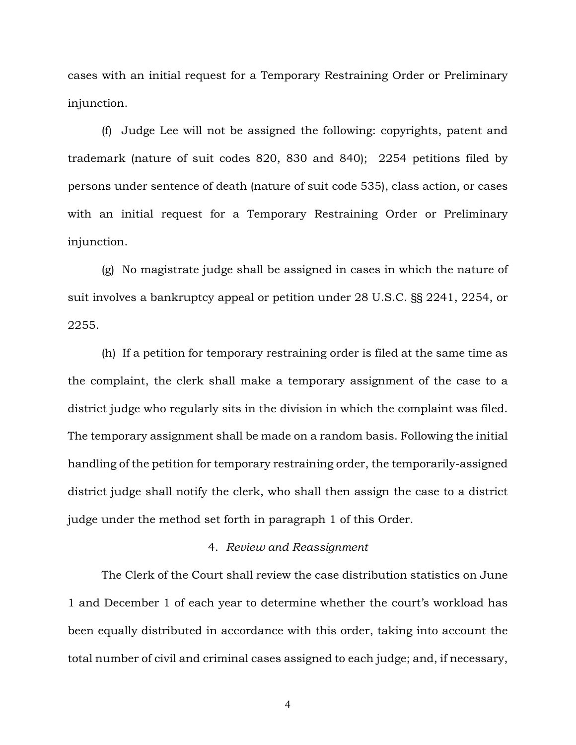cases with an initial request for a Temporary Restraining Order or Preliminary injunction.

(f) Judge Lee will not be assigned the following: copyrights, patent and trademark (nature of suit codes 820, 830 and 840); 2254 petitions filed by persons under sentence of death (nature of suit code 535), class action, or cases with an initial request for a Temporary Restraining Order or Preliminary injunction.

(g) No magistrate judge shall be assigned in cases in which the nature of suit involves a bankruptcy appeal or petition under 28 U.S.C. §§ 2241, 2254, or 2255.

(h) If a petition for temporary restraining order is filed at the same time as the complaint, the clerk shall make a temporary assignment of the case to a district judge who regularly sits in the division in which the complaint was filed. The temporary assignment shall be made on a random basis. Following the initial handling of the petition for temporary restraining order, the temporarily-assigned district judge shall notify the clerk, who shall then assign the case to a district judge under the method set forth in paragraph 1 of this Order.

4. *Review and Reassignment*

The Clerk of the Court shall review the case distribution statistics on June 1 and December 1 of each year to determine whether the court's workload has been equally distributed in accordance with this order, taking into account the total number of civil and criminal cases assigned to each judge; and, if necessary,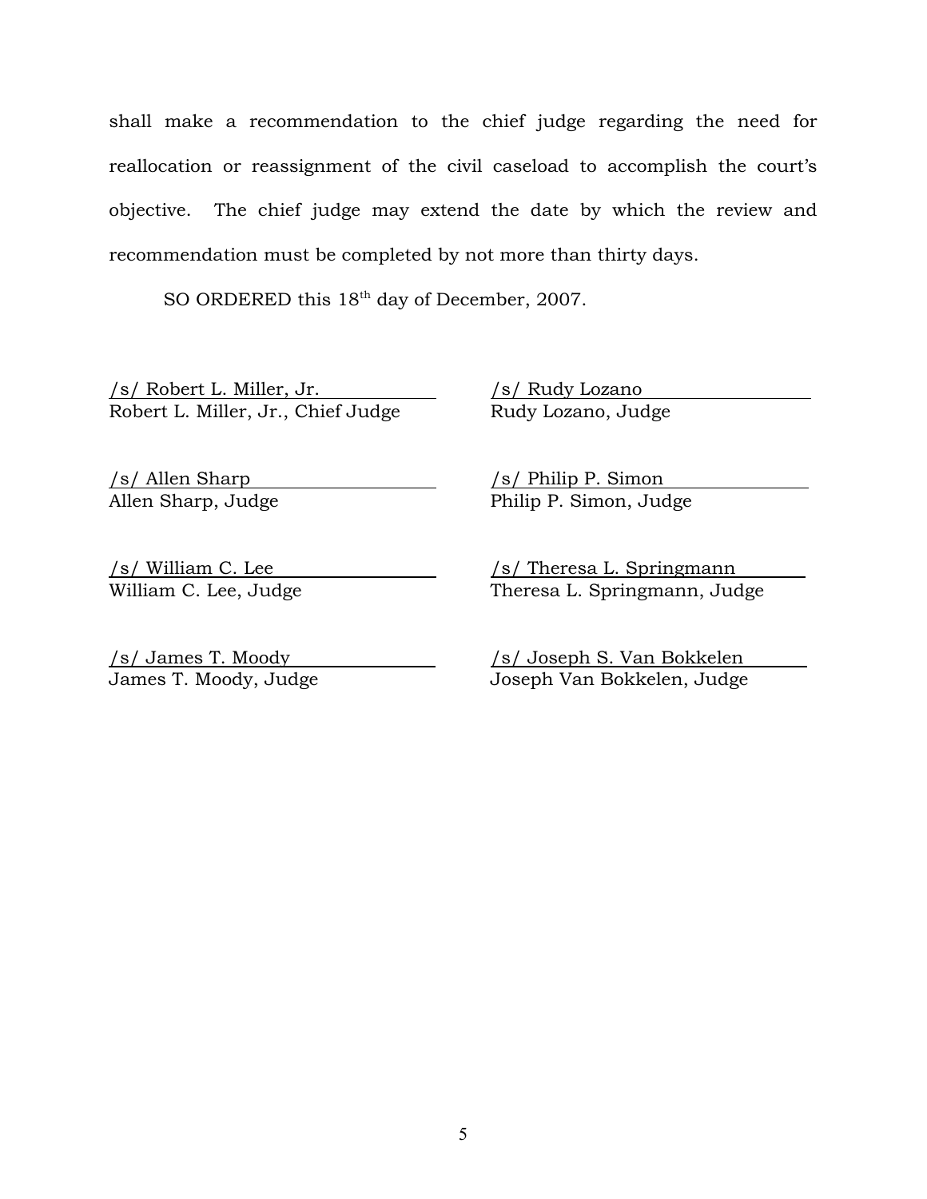shall make a recommendation to the chief judge regarding the need for reallocation or reassignment of the civil caseload to accomplish the court's objective. The chief judge may extend the date by which the review and recommendation must be completed by not more than thirty days.

SO ORDERED this 18th day of December, 2007.

/s/ Robert L. Miller, Jr.
Robert L. Miller, Jr., Chief Judge

/s/ Rudy Lozano
Rudy Lozano, Judge

/s/ Allen Sharp
Allen Sharp, Judge

/s/ Philip P. Simon
Philip P. Simon, Judge

/s/ William C. Lee
William C. Lee, Judge

/s/ Theresa L. Springmann
Theresa L. Springmann, Judge

/s/ James T. Moody
James T. Moody, Judge

/s/ Joseph S. Van Bokkelen
Joseph Van Bokkelen, Judge